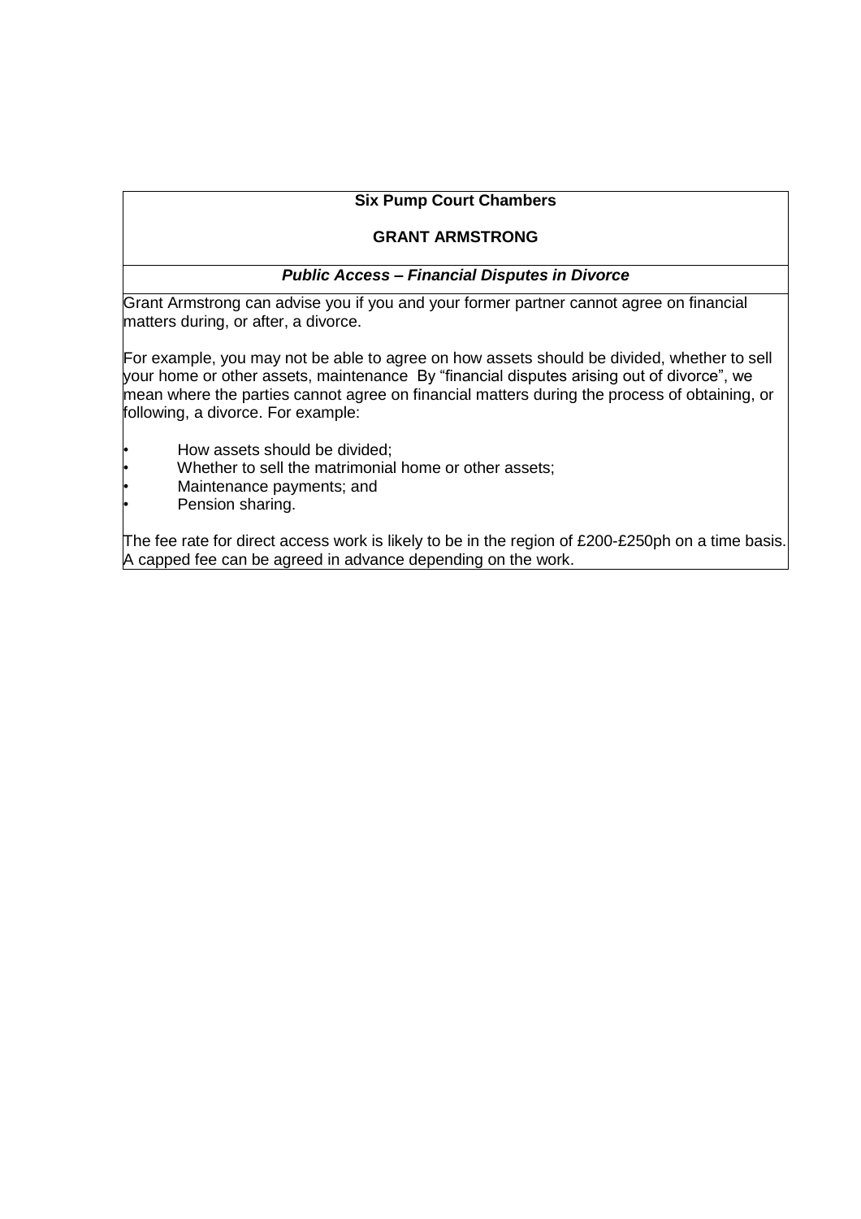**Six Pump Court Chambers**

**GRANT ARMSTRONG**

***Public Access – Financial Disputes in Divorce***

Grant Armstrong can advise you if you and your former partner cannot agree on financial matters during, or after, a divorce.

For example, you may not be able to agree on how assets should be divided, whether to sell your home or other assets, maintenance By "financial disputes arising out of divorce", we mean where the parties cannot agree on financial matters during the process of obtaining, or following, a divorce. For example:

- How assets should be divided;
- Whether to sell the matrimonial home or other assets;
- Maintenance payments; and
- Pension sharing.

The fee rate for direct access work is likely to be in the region of £200-£250ph on a time basis. A capped fee can be agreed in advance depending on the work.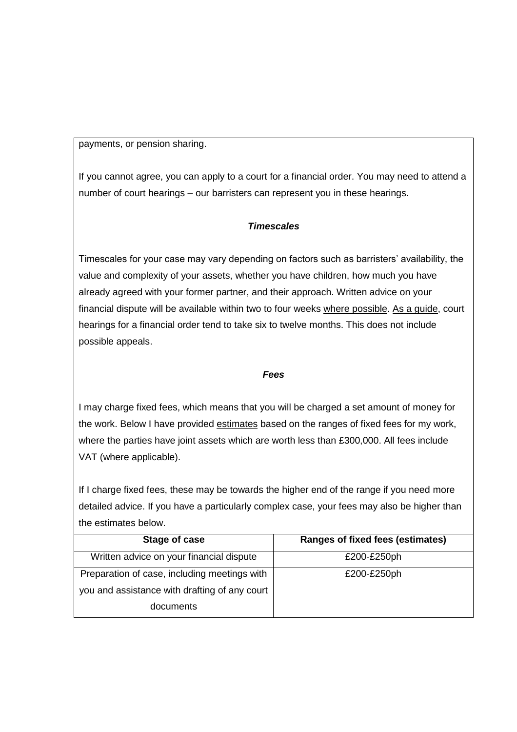payments, or pension sharing.

If you cannot agree, you can apply to a court for a financial order. You may need to attend a number of court hearings – our barristers can represent you in these hearings.

***Timescales***

Timescales for your case may vary depending on factors such as barristers' availability, the value and complexity of your assets, whether you have children, how much you have already agreed with your former partner, and their approach. Written advice on your financial dispute will be available within two to four weeks where possible. As a guide, court hearings for a financial order tend to take six to twelve months. This does not include possible appeals.

***Fees***

I may charge fixed fees, which means that you will be charged a set amount of money for the work. Below I have provided estimates based on the ranges of fixed fees for my work, where the parties have joint assets which are worth less than £300,000. All fees include VAT (where applicable).

If I charge fixed fees, these may be towards the higher end of the range if you need more detailed advice. If you have a particularly complex case, your fees may also be higher than the estimates below.

| Stage of case | Ranges of fixed fees (estimates) |
|---|---|
| Written advice on your financial dispute | £200-£250ph |
| Preparation of case, including meetings with you and assistance with drafting of any court documents | £200-£250ph |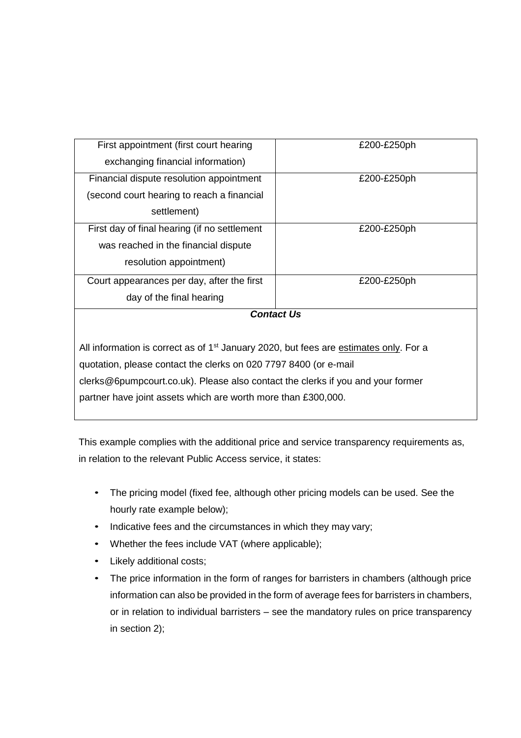| First appointment (first court hearing exchanging financial information) | £200-£250ph |
|---|---|
| Financial dispute resolution appointment (second court hearing to reach a financial settlement) | £200-£250ph |
| First day of final hearing (if no settlement was reached in the financial dispute resolution appointment) | £200-£250ph |
| Court appearances per day, after the first day of the final hearing | £200-£250ph |

***Contact Us***

All information is correct as of 1st January 2020, but fees are estimates only. For a quotation, please contact the clerks on 020 7797 8400 (or e-mail clerks@6pumpcourt.co.uk). Please also contact the clerks if you and your former partner have joint assets which are worth more than £300,000.

This example complies with the additional price and service transparency requirements as, in relation to the relevant Public Access service, it states:

- The pricing model (fixed fee, although other pricing models can be used. See the hourly rate example below);
- Indicative fees and the circumstances in which they may vary;
- Whether the fees include VAT (where applicable);
- Likely additional costs;
- The price information in the form of ranges for barristers in chambers (although price information can also be provided in the form of average fees for barristers in chambers, or in relation to individual barristers – see the mandatory rules on price transparency in section 2);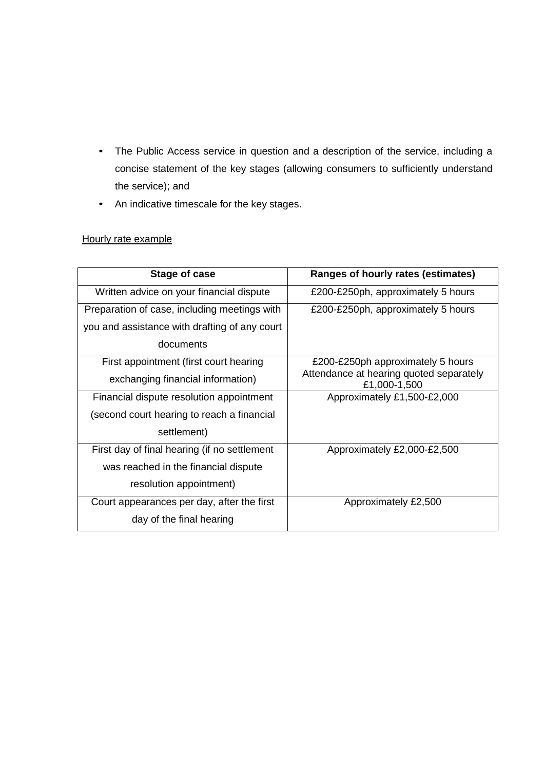- The Public Access service in question and a description of the service, including a concise statement of the key stages (allowing consumers to sufficiently understand the service); and
- An indicative timescale for the key stages.

Hourly rate example

| Stage of case | Ranges of hourly rates (estimates) |
|---|---|
| Written advice on your financial dispute | £200-£250ph, approximately 5 hours |
| Preparation of case, including meetings with you and assistance with drafting of any court documents | £200-£250ph, approximately 5 hours |
| First appointment (first court hearing exchanging financial information) | £200-£250ph approximately 5 hours Attendance at hearing quoted separately £1,000-1,500 |
| Financial dispute resolution appointment (second court hearing to reach a financial settlement) | Approximately £1,500-£2,000 |
| First day of final hearing (if no settlement was reached in the financial dispute resolution appointment) | Approximately £2,000-£2,500 |
| Court appearances per day, after the first day of the final hearing | Approximately £2,500 |